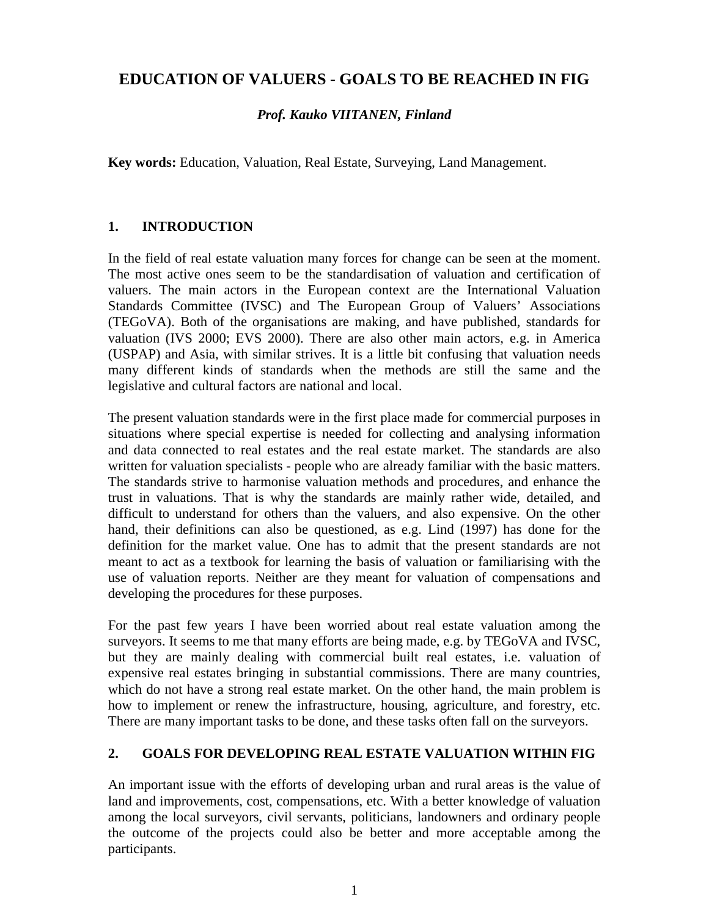# EDUCATION OF VALUERS - GOALS TO BE REACHED IN FIG

***Prof. Kauko VIITANEN, Finland***

**Key words:** Education, Valuation, Real Estate, Surveying, Land Management.

## 1. INTRODUCTION

In the field of real estate valuation many forces for change can be seen at the moment. The most active ones seem to be the standardisation of valuation and certification of valuers. The main actors in the European context are the International Valuation Standards Committee (IVSC) and The European Group of Valuers' Associations (TEGoVA). Both of the organisations are making, and have published, standards for valuation (IVS 2000; EVS 2000). There are also other main actors, e.g. in America (USPAP) and Asia, with similar strives. It is a little bit confusing that valuation needs many different kinds of standards when the methods are still the same and the legislative and cultural factors are national and local.

The present valuation standards were in the first place made for commercial purposes in situations where special expertise is needed for collecting and analysing information and data connected to real estates and the real estate market. The standards are also written for valuation specialists - people who are already familiar with the basic matters. The standards strive to harmonise valuation methods and procedures, and enhance the trust in valuations. That is why the standards are mainly rather wide, detailed, and difficult to understand for others than the valuers, and also expensive. On the other hand, their definitions can also be questioned, as e.g. Lind (1997) has done for the definition for the market value. One has to admit that the present standards are not meant to act as a textbook for learning the basis of valuation or familiarising with the use of valuation reports. Neither are they meant for valuation of compensations and developing the procedures for these purposes.

For the past few years I have been worried about real estate valuation among the surveyors. It seems to me that many efforts are being made, e.g. by TEGoVA and IVSC, but they are mainly dealing with commercial built real estates, i.e. valuation of expensive real estates bringing in substantial commissions. There are many countries, which do not have a strong real estate market. On the other hand, the main problem is how to implement or renew the infrastructure, housing, agriculture, and forestry, etc. There are many important tasks to be done, and these tasks often fall on the surveyors.

## 2. GOALS FOR DEVELOPING REAL ESTATE VALUATION WITHIN FIG

An important issue with the efforts of developing urban and rural areas is the value of land and improvements, cost, compensations, etc. With a better knowledge of valuation among the local surveyors, civil servants, politicians, landowners and ordinary people the outcome of the projects could also be better and more acceptable among the participants.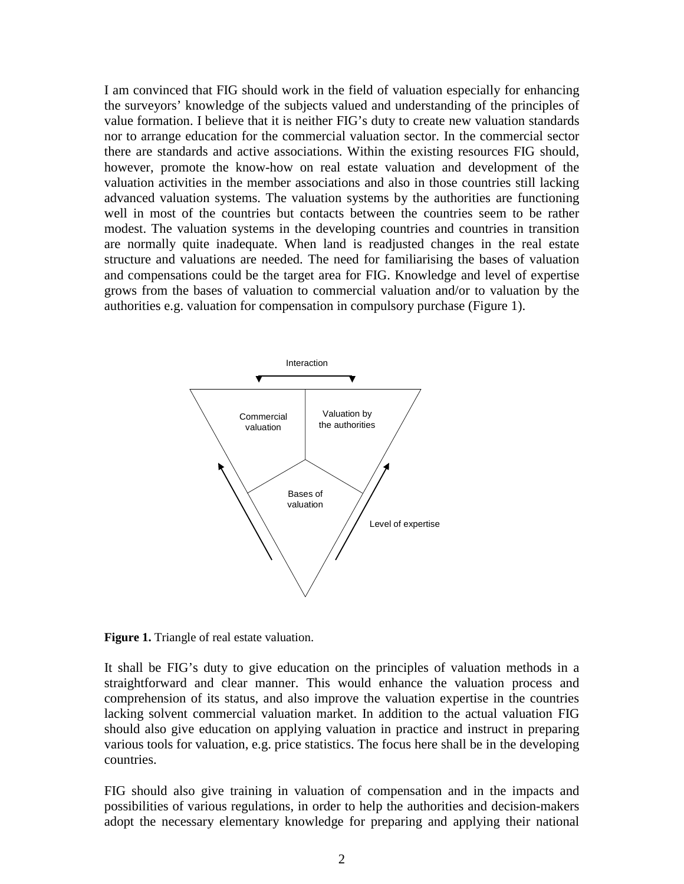I am convinced that FIG should work in the field of valuation especially for enhancing the surveyors' knowledge of the subjects valued and understanding of the principles of value formation. I believe that it is neither FIG's duty to create new valuation standards nor to arrange education for the commercial valuation sector. In the commercial sector there are standards and active associations. Within the existing resources FIG should, however, promote the know-how on real estate valuation and development of the valuation activities in the member associations and also in those countries still lacking advanced valuation systems. The valuation systems by the authorities are functioning well in most of the countries but contacts between the countries seem to be rather modest. The valuation systems in the developing countries and countries in transition are normally quite inadequate. When land is readjusted changes in the real estate structure and valuations are needed. The need for familiarising the bases of valuation and compensations could be the target area for FIG. Knowledge and level of expertise grows from the bases of valuation to commercial valuation and/or to valuation by the authorities e.g. valuation for compensation in compulsory purchase (Figure 1).

Interaction

Commercial valuation

Valuation by the authorities

Bases of valuation

Level of expertise

**Figure 1.** Triangle of real estate valuation.

It shall be FIG's duty to give education on the principles of valuation methods in a straightforward and clear manner. This would enhance the valuation process and comprehension of its status, and also improve the valuation expertise in the countries lacking solvent commercial valuation market. In addition to the actual valuation FIG should also give education on applying valuation in practice and instruct in preparing various tools for valuation, e.g. price statistics. The focus here shall be in the developing countries.

FIG should also give training in valuation of compensation and in the impacts and possibilities of various regulations, in order to help the authorities and decision-makers adopt the necessary elementary knowledge for preparing and applying their national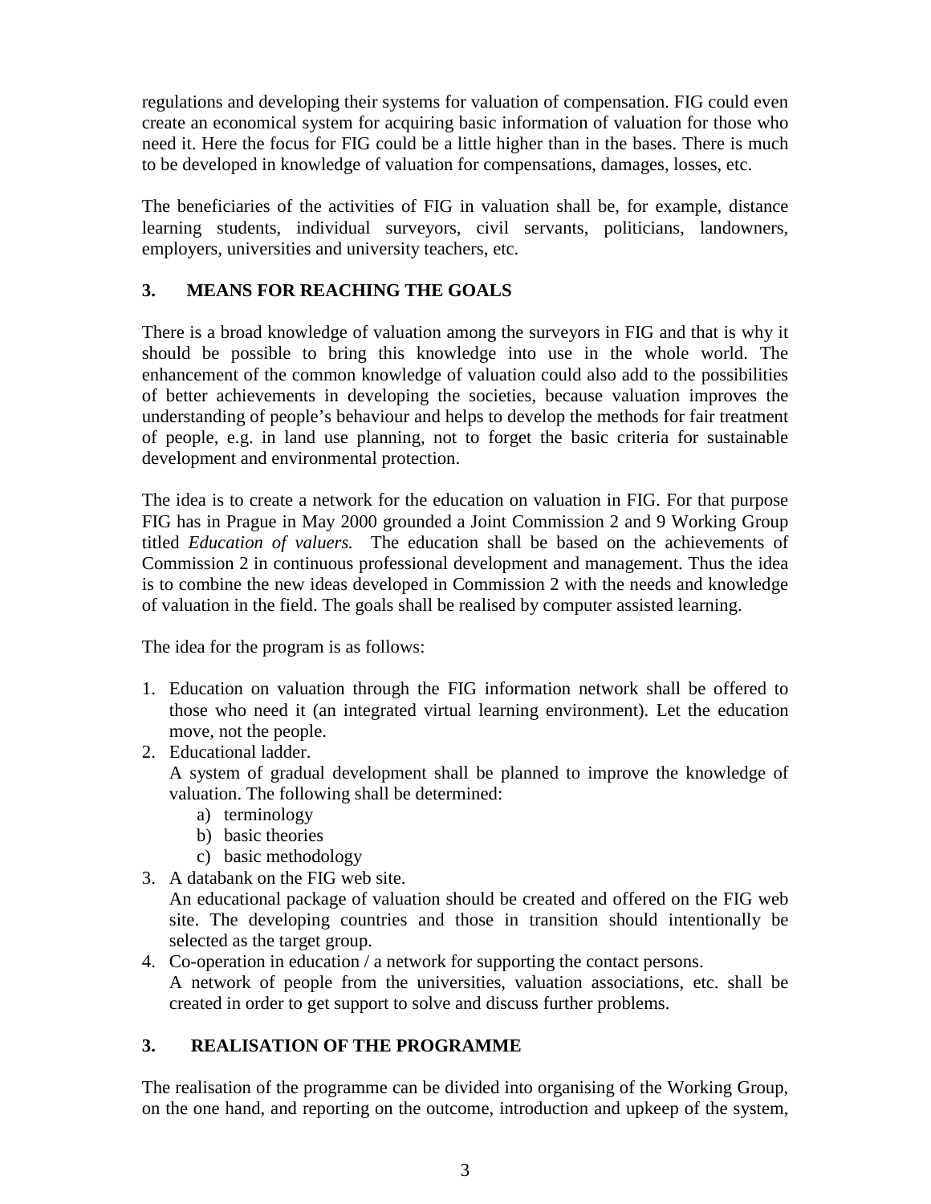regulations and developing their systems for valuation of compensation. FIG could even create an economical system for acquiring basic information of valuation for those who need it. Here the focus for FIG could be a little higher than in the bases. There is much to be developed in knowledge of valuation for compensations, damages, losses, etc.

The beneficiaries of the activities of FIG in valuation shall be, for example, distance learning students, individual surveyors, civil servants, politicians, landowners, employers, universities and university teachers, etc.

## 3. MEANS FOR REACHING THE GOALS

There is a broad knowledge of valuation among the surveyors in FIG and that is why it should be possible to bring this knowledge into use in the whole world. The enhancement of the common knowledge of valuation could also add to the possibilities of better achievements in developing the societies, because valuation improves the understanding of people's behaviour and helps to develop the methods for fair treatment of people, e.g. in land use planning, not to forget the basic criteria for sustainable development and environmental protection.

The idea is to create a network for the education on valuation in FIG. For that purpose FIG has in Prague in May 2000 grounded a Joint Commission 2 and 9 Working Group titled *Education of valuers.* The education shall be based on the achievements of Commission 2 in continuous professional development and management. Thus the idea is to combine the new ideas developed in Commission 2 with the needs and knowledge of valuation in the field. The goals shall be realised by computer assisted learning.

The idea for the program is as follows:

1. Education on valuation through the FIG information network shall be offered to those who need it (an integrated virtual learning environment). Let the education move, not the people.
2. Educational ladder.
   A system of gradual development shall be planned to improve the knowledge of valuation. The following shall be determined:
   a) terminology
   b) basic theories
   c) basic methodology
3. A databank on the FIG web site.
   An educational package of valuation should be created and offered on the FIG web site. The developing countries and those in transition should intentionally be selected as the target group.
4. Co-operation in education / a network for supporting the contact persons.
   A network of people from the universities, valuation associations, etc. shall be created in order to get support to solve and discuss further problems.

## 3. REALISATION OF THE PROGRAMME

The realisation of the programme can be divided into organising of the Working Group, on the one hand, and reporting on the outcome, introduction and upkeep of the system,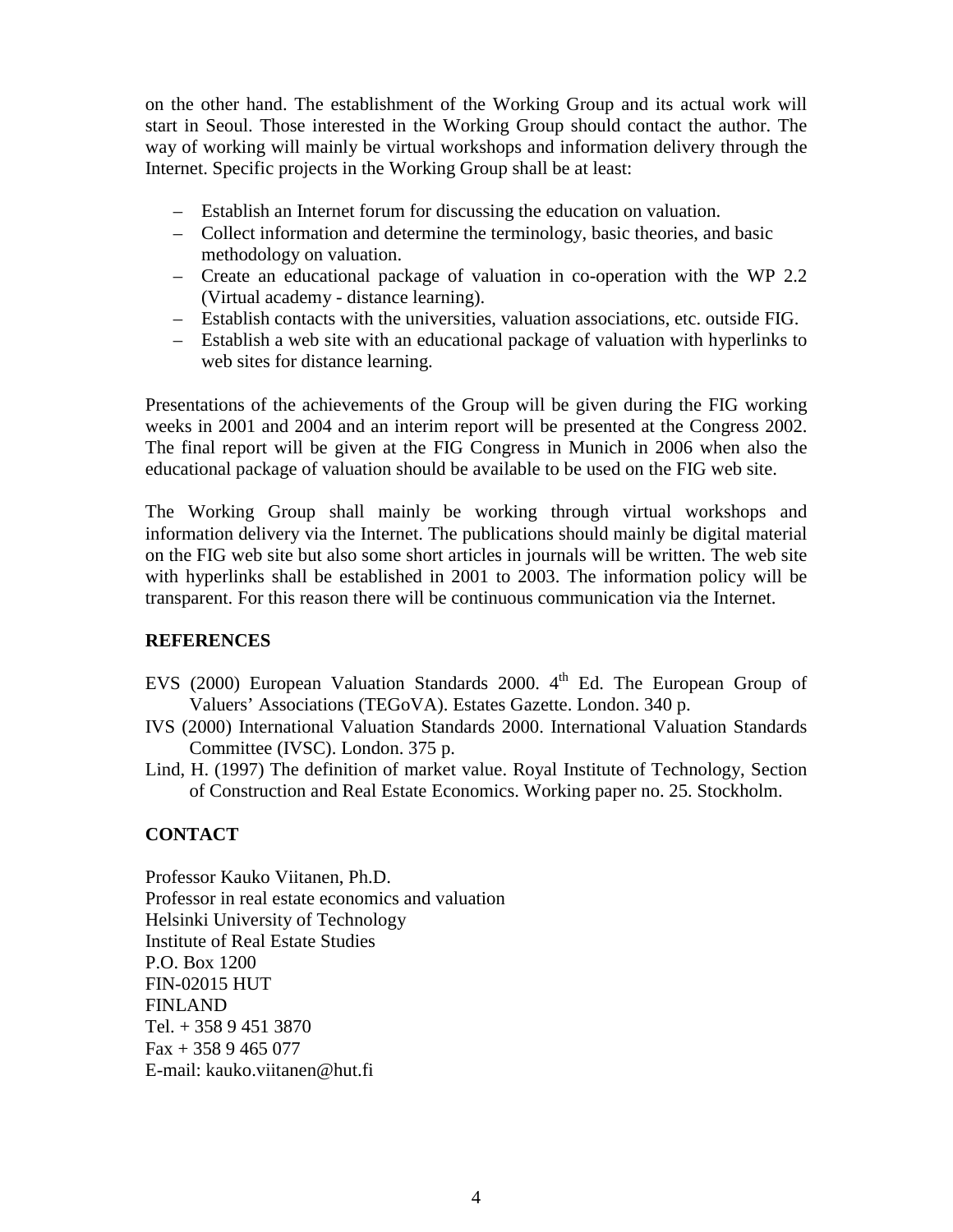on the other hand. The establishment of the Working Group and its actual work will start in Seoul. Those interested in the Working Group should contact the author. The way of working will mainly be virtual workshops and information delivery through the Internet. Specific projects in the Working Group shall be at least:

- Establish an Internet forum for discussing the education on valuation.
- Collect information and determine the terminology, basic theories, and basic methodology on valuation.
- Create an educational package of valuation in co-operation with the WP 2.2 (Virtual academy - distance learning).
- Establish contacts with the universities, valuation associations, etc. outside FIG.
- Establish a web site with an educational package of valuation with hyperlinks to web sites for distance learning.

Presentations of the achievements of the Group will be given during the FIG working weeks in 2001 and 2004 and an interim report will be presented at the Congress 2002. The final report will be given at the FIG Congress in Munich in 2006 when also the educational package of valuation should be available to be used on the FIG web site.

The Working Group shall mainly be working through virtual workshops and information delivery via the Internet. The publications should mainly be digital material on the FIG web site but also some short articles in journals will be written. The web site with hyperlinks shall be established in 2001 to 2003. The information policy will be transparent. For this reason there will be continuous communication via the Internet.

## REFERENCES

EVS (2000) European Valuation Standards 2000. 4th Ed. The European Group of Valuers' Associations (TEGoVA). Estates Gazette. London. 340 p.

IVS (2000) International Valuation Standards 2000. International Valuation Standards Committee (IVSC). London. 375 p.

Lind, H. (1997) The definition of market value. Royal Institute of Technology, Section of Construction and Real Estate Economics. Working paper no. 25. Stockholm.

## CONTACT

Professor Kauko Viitanen, Ph.D.
Professor in real estate economics and valuation
Helsinki University of Technology
Institute of Real Estate Studies
P.O. Box 1200
FIN-02015 HUT
FINLAND
Tel. + 358 9 451 3870
Fax + 358 9 465 077
E-mail: kauko.viitanen@hut.fi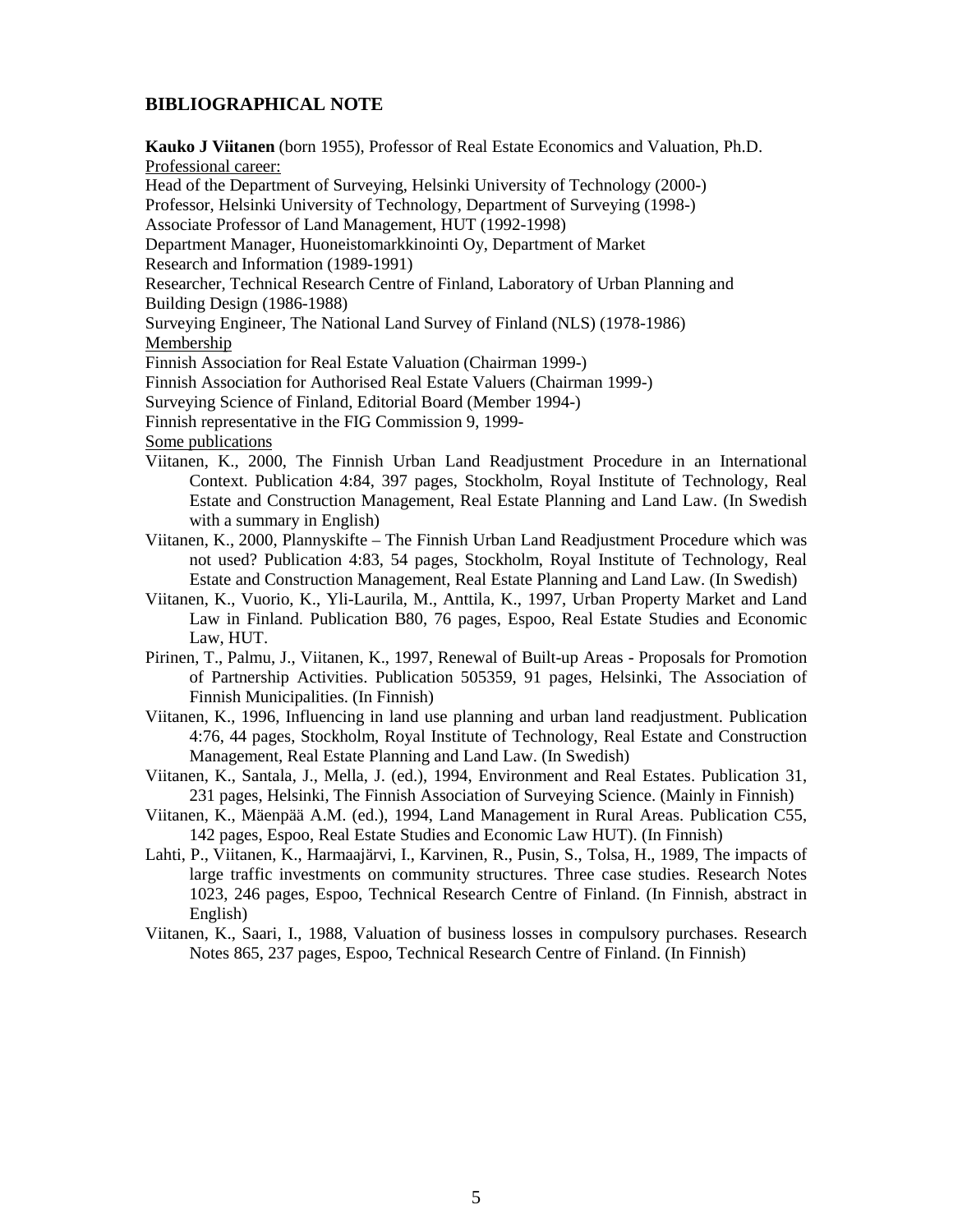## BIBLIOGRAPHICAL NOTE

**Kauko J Viitanen** (born 1955), Professor of Real Estate Economics and Valuation, Ph.D.

Professional career:

Head of the Department of Surveying, Helsinki University of Technology (2000-)
Professor, Helsinki University of Technology, Department of Surveying (1998-)
Associate Professor of Land Management, HUT (1992-1998)
Department Manager, Huoneistomarkkinointi Oy, Department of Market Research and Information (1989-1991)
Researcher, Technical Research Centre of Finland, Laboratory of Urban Planning and Building Design (1986-1988)
Surveying Engineer, The National Land Survey of Finland (NLS) (1978-1986)

Membership

Finnish Association for Real Estate Valuation (Chairman 1999-)
Finnish Association for Authorised Real Estate Valuers (Chairman 1999-)
Surveying Science of Finland, Editorial Board (Member 1994-)
Finnish representative in the FIG Commission 9, 1999-

Some publications

Viitanen, K., 2000, The Finnish Urban Land Readjustment Procedure in an International Context. Publication 4:84, 397 pages, Stockholm, Royal Institute of Technology, Real Estate and Construction Management, Real Estate Planning and Land Law. (In Swedish with a summary in English)

Viitanen, K., 2000, Plannyskifte – The Finnish Urban Land Readjustment Procedure which was not used? Publication 4:83, 54 pages, Stockholm, Royal Institute of Technology, Real Estate and Construction Management, Real Estate Planning and Land Law. (In Swedish)

Viitanen, K., Vuorio, K., Yli-Laurila, M., Anttila, K., 1997, Urban Property Market and Land Law in Finland. Publication B80, 76 pages, Espoo, Real Estate Studies and Economic Law, HUT.

Pirinen, T., Palmu, J., Viitanen, K., 1997, Renewal of Built-up Areas - Proposals for Promotion of Partnership Activities. Publication 505359, 91 pages, Helsinki, The Association of Finnish Municipalities. (In Finnish)

Viitanen, K., 1996, Influencing in land use planning and urban land readjustment. Publication 4:76, 44 pages, Stockholm, Royal Institute of Technology, Real Estate and Construction Management, Real Estate Planning and Land Law. (In Swedish)

Viitanen, K., Santala, J., Mella, J. (ed.), 1994, Environment and Real Estates. Publication 31, 231 pages, Helsinki, The Finnish Association of Surveying Science. (Mainly in Finnish)

Viitanen, K., Mäenpää A.M. (ed.), 1994, Land Management in Rural Areas. Publication C55, 142 pages, Espoo, Real Estate Studies and Economic Law HUT). (In Finnish)

Lahti, P., Viitanen, K., Harmaajärvi, I., Karvinen, R., Pusin, S., Tolsa, H., 1989, The impacts of large traffic investments on community structures. Three case studies. Research Notes 1023, 246 pages, Espoo, Technical Research Centre of Finland. (In Finnish, abstract in English)

Viitanen, K., Saari, I., 1988, Valuation of business losses in compulsory purchases. Research Notes 865, 237 pages, Espoo, Technical Research Centre of Finland. (In Finnish)